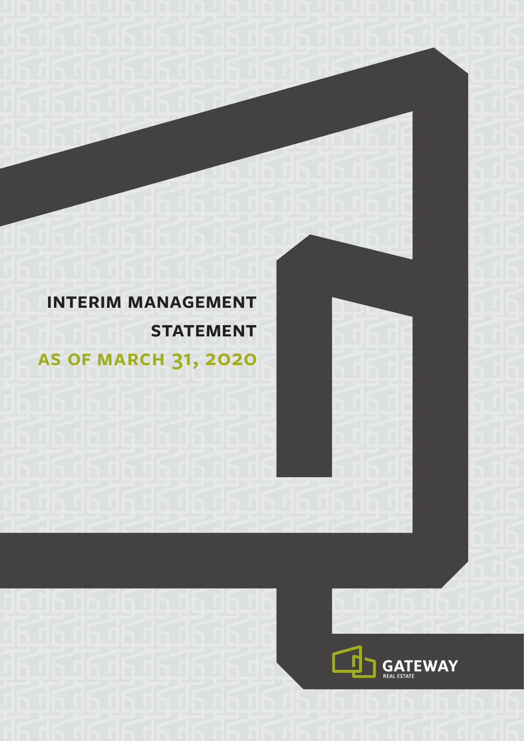# INTERIM MANAGEMENT STATEMENT

## AS OF MARCH 31, 2020

GATEWAY
REAL ESTATE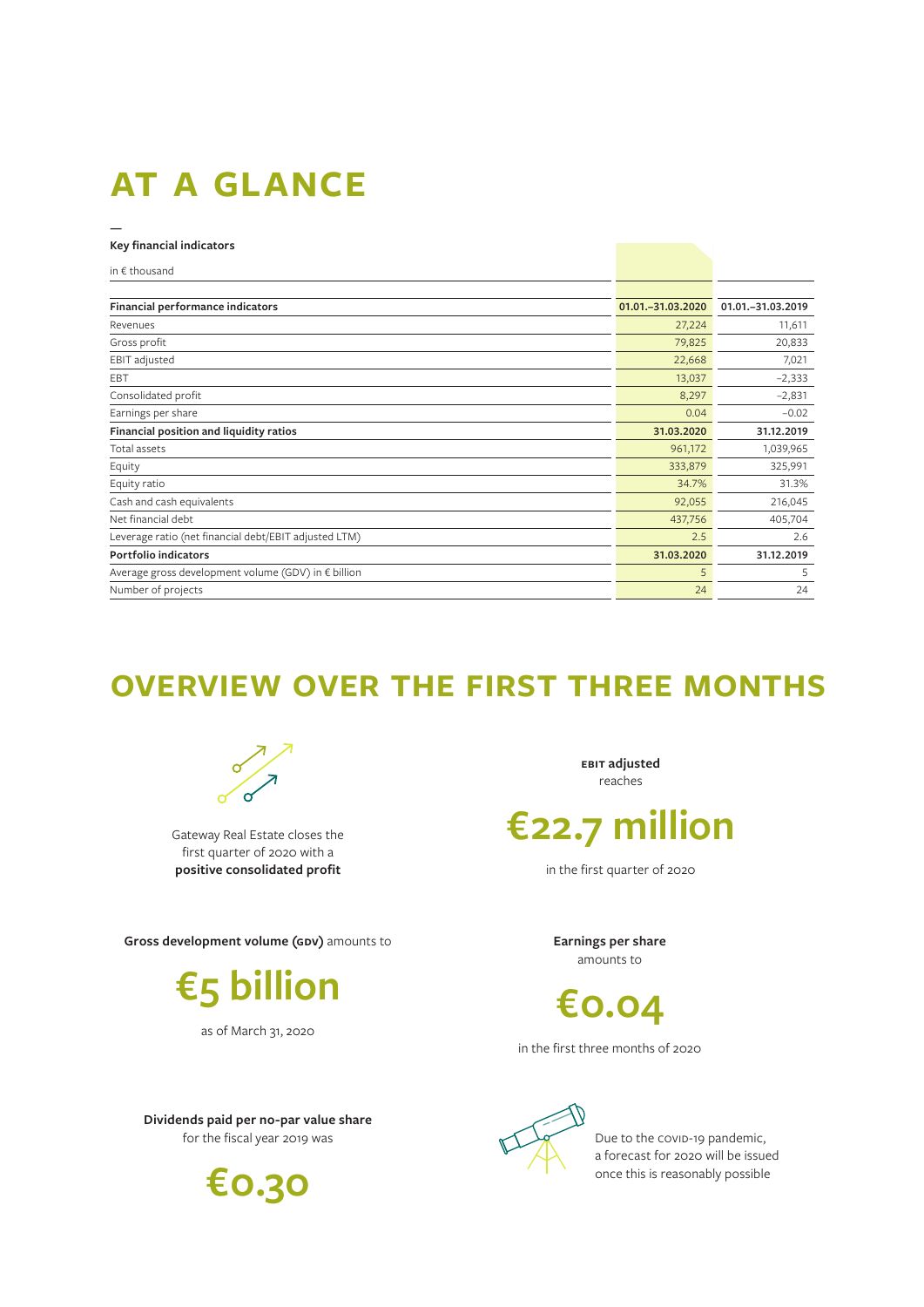# AT A GLANCE

—

**Key financial indicators**

in € thousand

| **Financial performance indicators** | **01.01.–31.03.2020** | **01.01.–31.03.2019** |
|---|---|---|
| Revenues | 27,224 | 11,611 |
| Gross profit | 79,825 | 20,833 |
| EBIT adjusted | 22,668 | 7,021 |
| EBT | 13,037 | –2,333 |
| Consolidated profit | 8,297 | –2,831 |
| Earnings per share | 0.04 | –0.02 |
| **Financial position and liquidity ratios** | **31.03.2020** | **31.12.2019** |
| Total assets | 961,172 | 1,039,965 |
| Equity | 333,879 | 325,991 |
| Equity ratio | 34.7% | 31.3% |
| Cash and cash equivalents | 92,055 | 216,045 |
| Net financial debt | 437,756 | 405,704 |
| Leverage ratio (net financial debt/EBIT adjusted LTM) | 2.5 | 2.6 |
| **Portfolio indicators** | **31.03.2020** | **31.12.2019** |
| Average gross development volume (GDV) in € billion | 5 | 5 |
| Number of projects | 24 | 24 |

# OVERVIEW OVER THE FIRST THREE MONTHS

Gateway Real Estate closes the first quarter of 2020 with a **positive consolidated profit**

**EBIT adjusted** reaches

**€22.7 million**

in the first quarter of 2020

**Gross development volume (GDV)** amounts to

**€5 billion**

as of March 31, 2020

**Earnings per share** amounts to

**€0.04**

in the first three months of 2020

**Dividends paid per no-par value share** for the fiscal year 2019 was

**€0.30**

Due to the COVID-19 pandemic, a forecast for 2020 will be issued once this is reasonably possible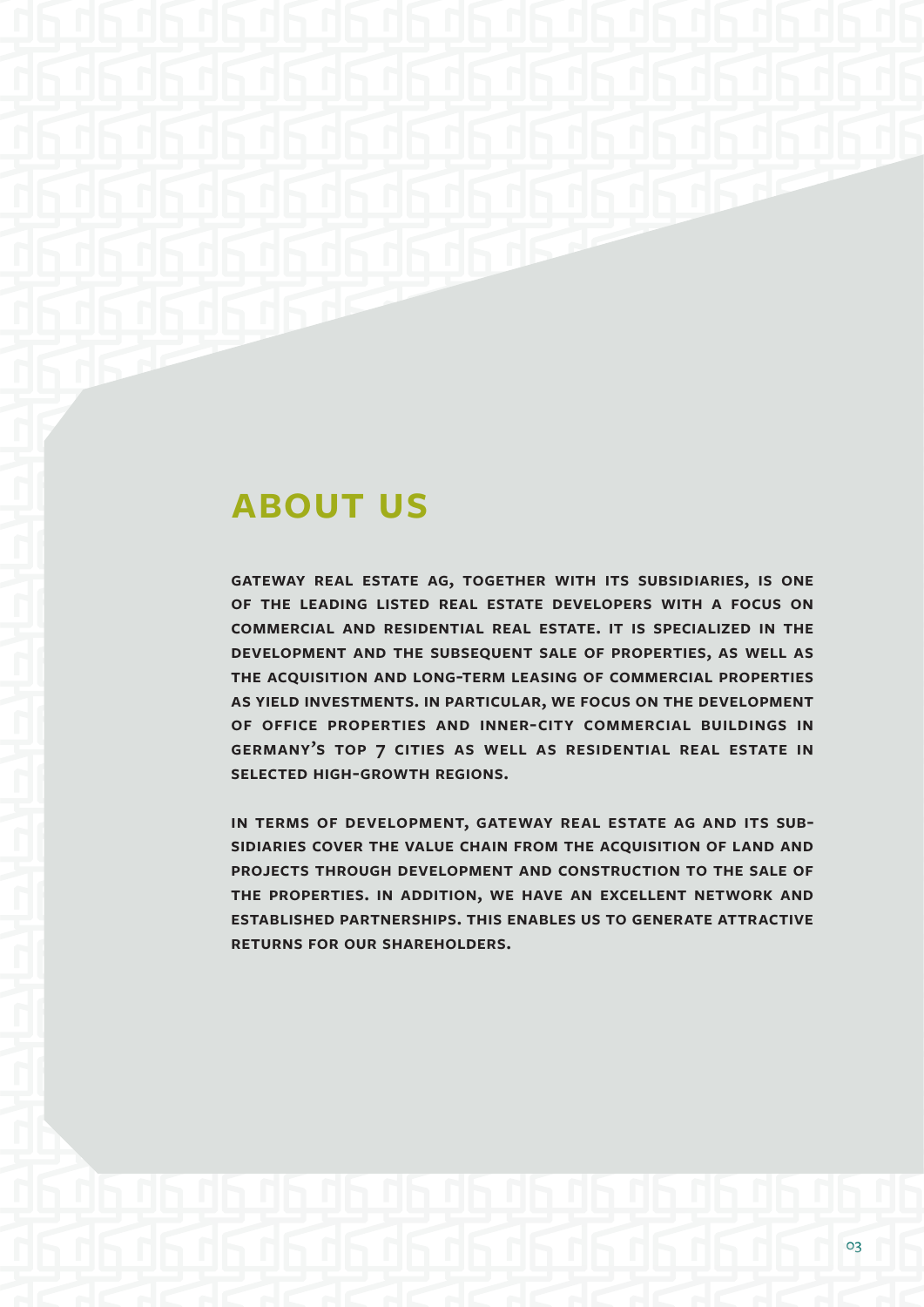# ABOUT US

**GATEWAY REAL ESTATE AG, TOGETHER WITH ITS SUBSIDIARIES, IS ONE OF THE LEADING LISTED REAL ESTATE DEVELOPERS WITH A FOCUS ON COMMERCIAL AND RESIDENTIAL REAL ESTATE. IT IS SPECIALIZED IN THE DEVELOPMENT AND THE SUBSEQUENT SALE OF PROPERTIES, AS WELL AS THE ACQUISITION AND LONG-TERM LEASING OF COMMERCIAL PROPERTIES AS YIELD INVESTMENTS. IN PARTICULAR, WE FOCUS ON THE DEVELOPMENT OF OFFICE PROPERTIES AND INNER-CITY COMMERCIAL BUILDINGS IN GERMANY'S TOP 7 CITIES AS WELL AS RESIDENTIAL REAL ESTATE IN SELECTED HIGH-GROWTH REGIONS.**

**IN TERMS OF DEVELOPMENT, GATEWAY REAL ESTATE AG AND ITS SUBSIDIARIES COVER THE VALUE CHAIN FROM THE ACQUISITION OF LAND AND PROJECTS THROUGH DEVELOPMENT AND CONSTRUCTION TO THE SALE OF THE PROPERTIES. IN ADDITION, WE HAVE AN EXCELLENT NETWORK AND ESTABLISHED PARTNERSHIPS. THIS ENABLES US TO GENERATE ATTRACTIVE RETURNS FOR OUR SHAREHOLDERS.**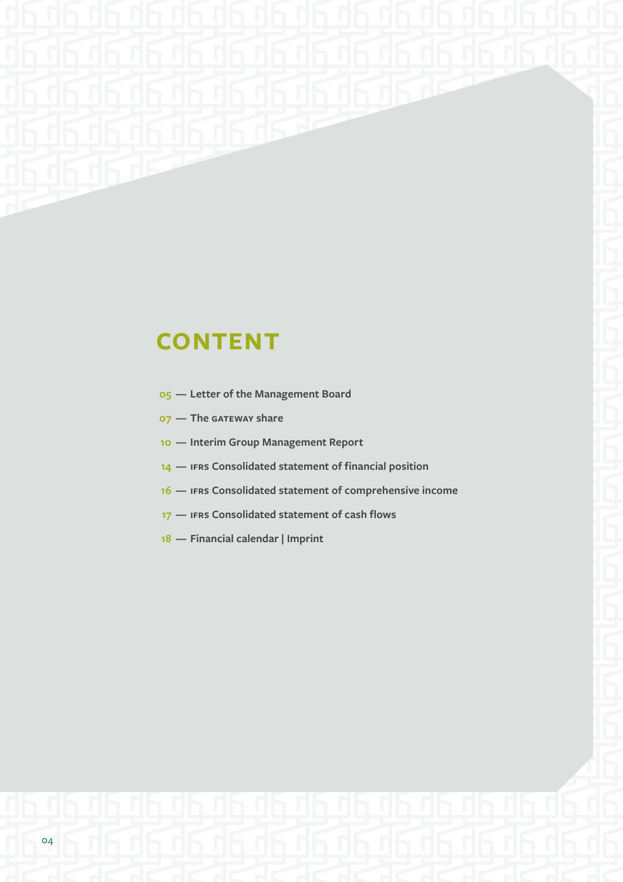# CONTENT

05 — Letter of the Management Board

07 — The GATEWAY share

10 — Interim Group Management Report

14 — IFRS Consolidated statement of financial position

16 — IFRS Consolidated statement of comprehensive income

17 — IFRS Consolidated statement of cash flows

18 — Financial calendar | Imprint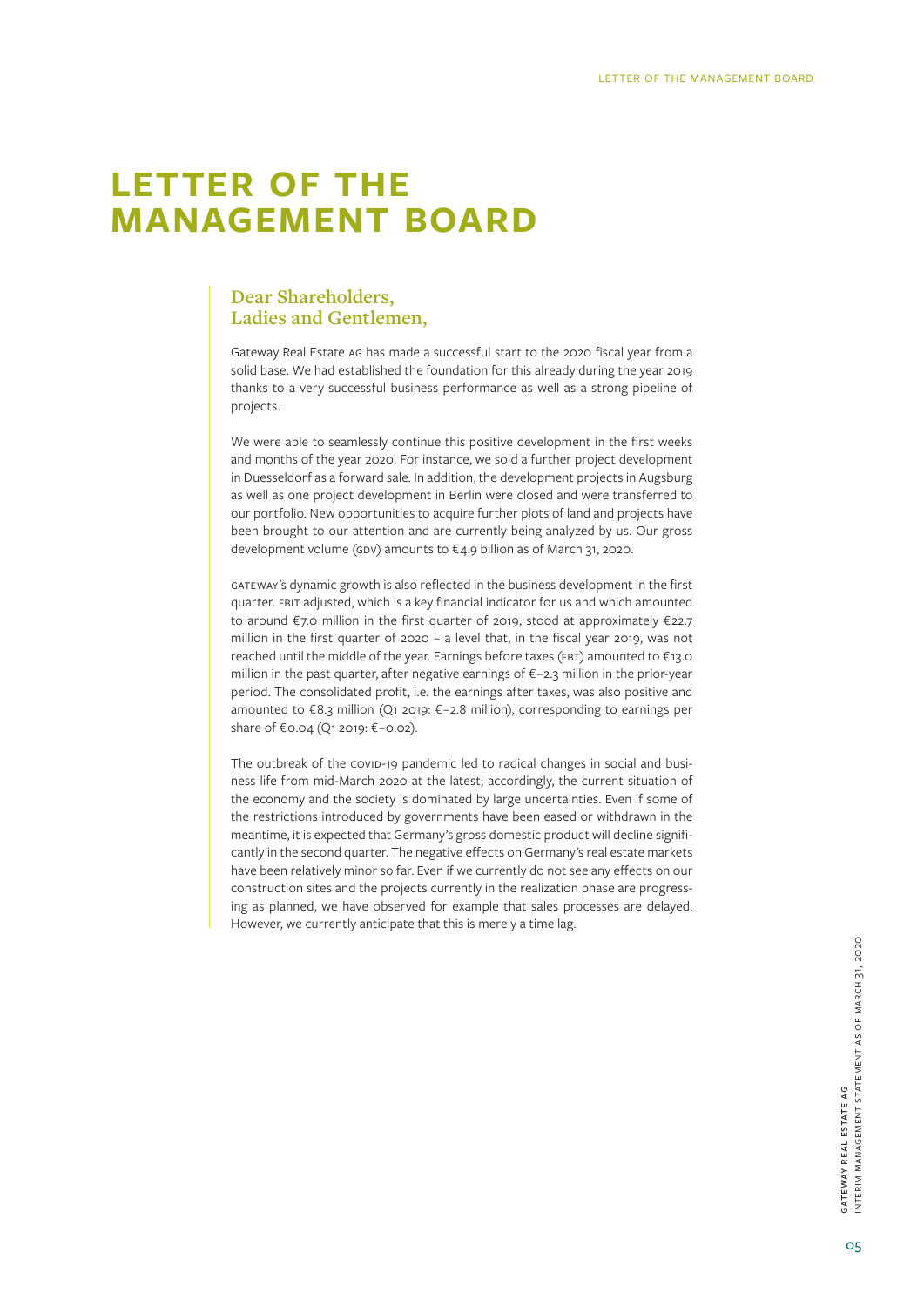# LETTER OF THE MANAGEMENT BOARD

## Dear Shareholders,
## Ladies and Gentlemen,

Gateway Real Estate AG has made a successful start to the 2020 fiscal year from a solid base. We had established the foundation for this already during the year 2019 thanks to a very successful business performance as well as a strong pipeline of projects.

We were able to seamlessly continue this positive development in the first weeks and months of the year 2020. For instance, we sold a further project development in Duesseldorf as a forward sale. In addition, the development projects in Augsburg as well as one project development in Berlin were closed and were transferred to our portfolio. New opportunities to acquire further plots of land and projects have been brought to our attention and are currently being analyzed by us. Our gross development volume (GDV) amounts to €4.9 billion as of March 31, 2020.

GATEWAY's dynamic growth is also reflected in the business development in the first quarter. EBIT adjusted, which is a key financial indicator for us and which amounted to around €7.0 million in the first quarter of 2019, stood at approximately €22.7 million in the first quarter of 2020 – a level that, in the fiscal year 2019, was not reached until the middle of the year. Earnings before taxes (EBT) amounted to €13.0 million in the past quarter, after negative earnings of €–2.3 million in the prior-year period. The consolidated profit, i.e. the earnings after taxes, was also positive and amounted to €8.3 million (Q1 2019: €–2.8 million), corresponding to earnings per share of €0.04 (Q1 2019: €–0.02).

The outbreak of the COVID-19 pandemic led to radical changes in social and business life from mid-March 2020 at the latest; accordingly, the current situation of the economy and the society is dominated by large uncertainties. Even if some of the restrictions introduced by governments have been eased or withdrawn in the meantime, it is expected that Germany's gross domestic product will decline significantly in the second quarter. The negative effects on Germany's real estate markets have been relatively minor so far. Even if we currently do not see any effects on our construction sites and the projects currently in the realization phase are progressing as planned, we have observed for example that sales processes are delayed. However, we currently anticipate that this is merely a time lag.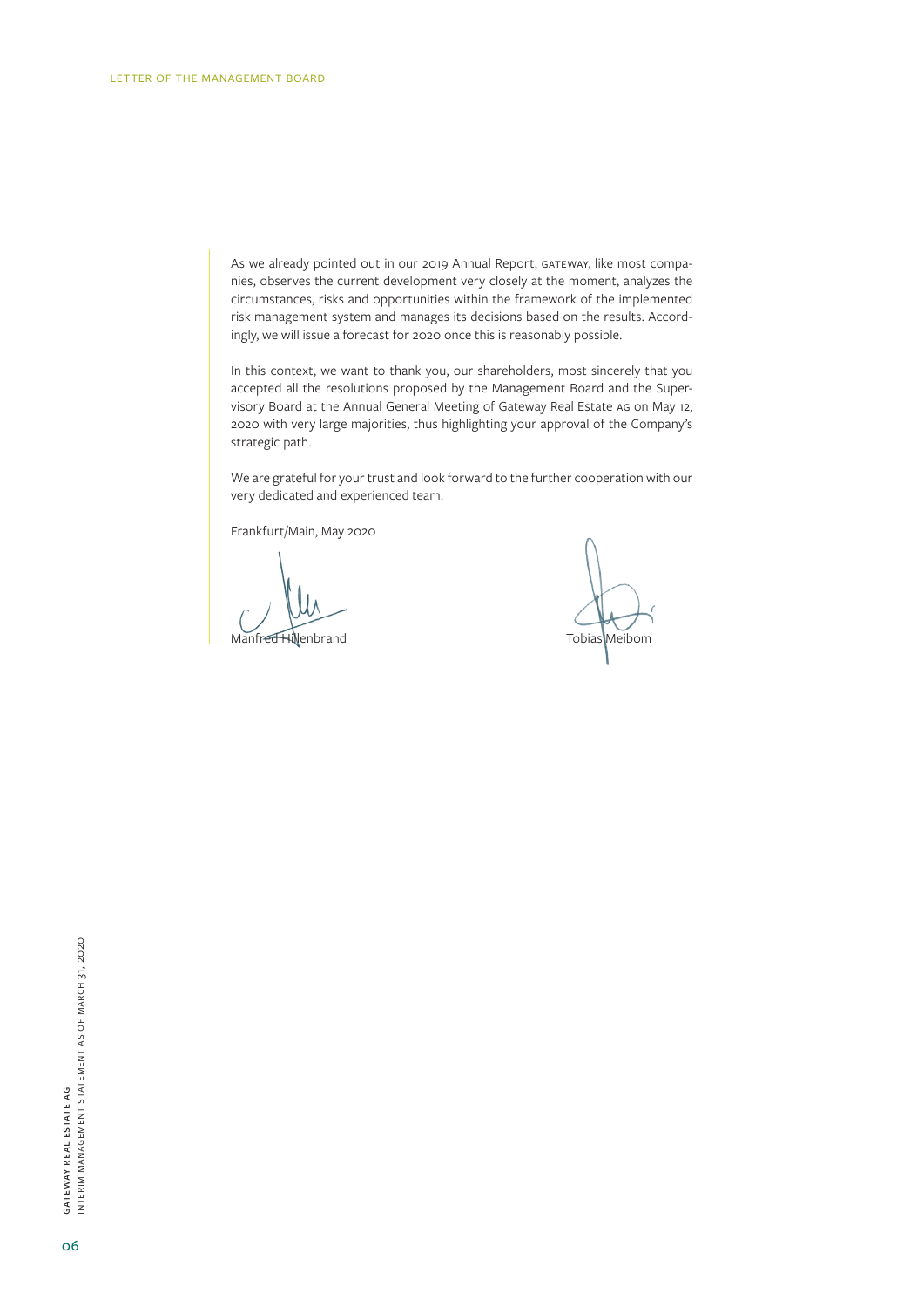As we already pointed out in our 2019 Annual Report, GATEWAY, like most companies, observes the current development very closely at the moment, analyzes the circumstances, risks and opportunities within the framework of the implemented risk management system and manages its decisions based on the results. Accordingly, we will issue a forecast for 2020 once this is reasonably possible.

In this context, we want to thank you, our shareholders, most sincerely that you accepted all the resolutions proposed by the Management Board and the Supervisory Board at the Annual General Meeting of Gateway Real Estate AG on May 12, 2020 with very large majorities, thus highlighting your approval of the Company's strategic path.

We are grateful for your trust and look forward to the further cooperation with our very dedicated and experienced team.

Frankfurt/Main, May 2020

Manfred Hillenbrand

Tobias Meibom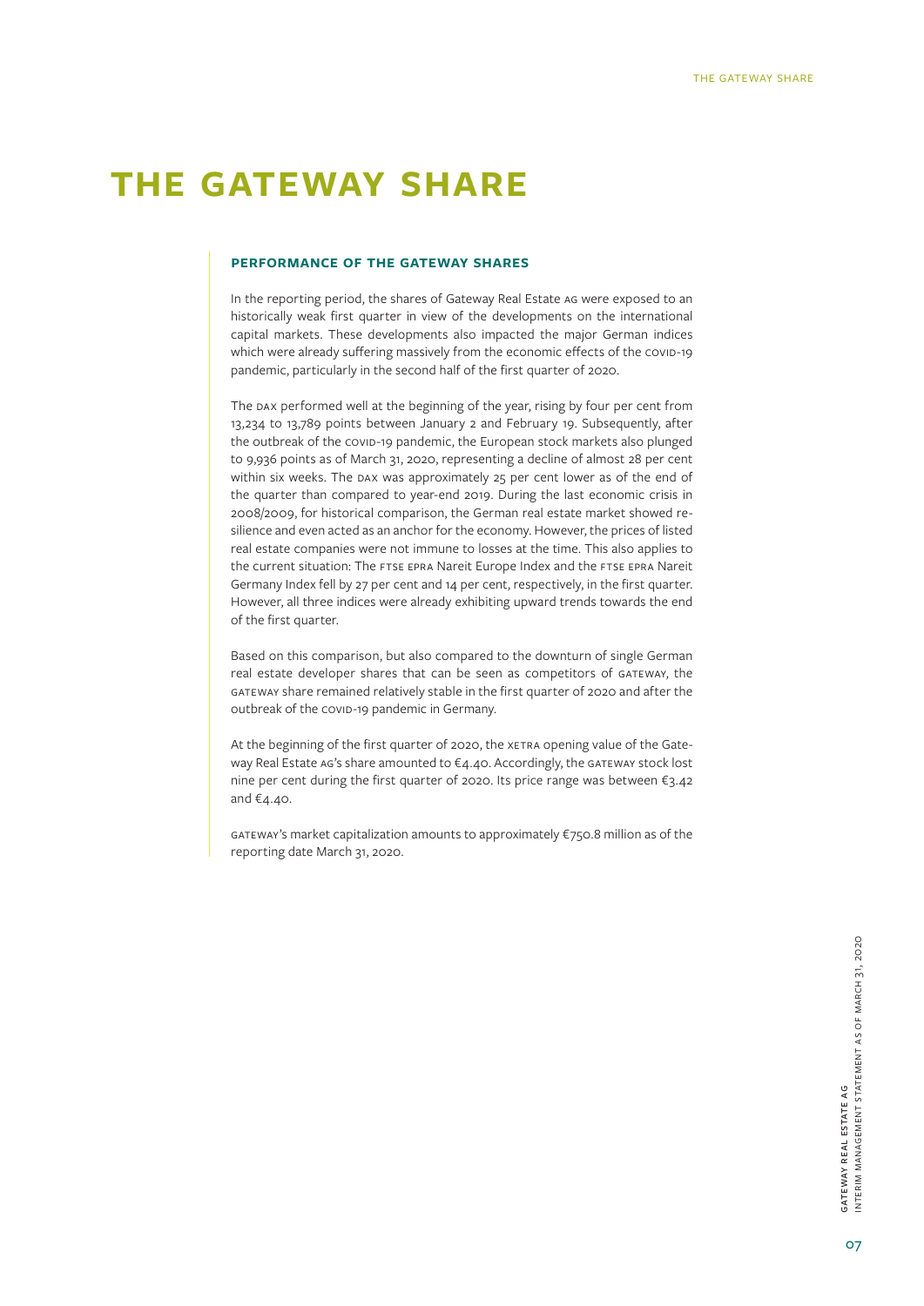# THE GATEWAY SHARE

### PERFORMANCE OF THE GATEWAY SHARES

In the reporting period, the shares of Gateway Real Estate AG were exposed to an historically weak first quarter in view of the developments on the international capital markets. These developments also impacted the major German indices which were already suffering massively from the economic effects of the COVID-19 pandemic, particularly in the second half of the first quarter of 2020.

The DAX performed well at the beginning of the year, rising by four per cent from 13,234 to 13,789 points between January 2 and February 19. Subsequently, after the outbreak of the COVID-19 pandemic, the European stock markets also plunged to 9,936 points as of March 31, 2020, representing a decline of almost 28 per cent within six weeks. The DAX was approximately 25 per cent lower as of the end of the quarter than compared to year-end 2019. During the last economic crisis in 2008/2009, for historical comparison, the German real estate market showed resilience and even acted as an anchor for the economy. However, the prices of listed real estate companies were not immune to losses at the time. This also applies to the current situation: The FTSE EPRA Nareit Europe Index and the FTSE EPRA Nareit Germany Index fell by 27 per cent and 14 per cent, respectively, in the first quarter. However, all three indices were already exhibiting upward trends towards the end of the first quarter.

Based on this comparison, but also compared to the downturn of single German real estate developer shares that can be seen as competitors of GATEWAY, the GATEWAY share remained relatively stable in the first quarter of 2020 and after the outbreak of the COVID-19 pandemic in Germany.

At the beginning of the first quarter of 2020, the XETRA opening value of the Gateway Real Estate AG's share amounted to €4.40. Accordingly, the GATEWAY stock lost nine per cent during the first quarter of 2020. Its price range was between €3.42 and €4.40.

GATEWAY's market capitalization amounts to approximately €750.8 million as of the reporting date March 31, 2020.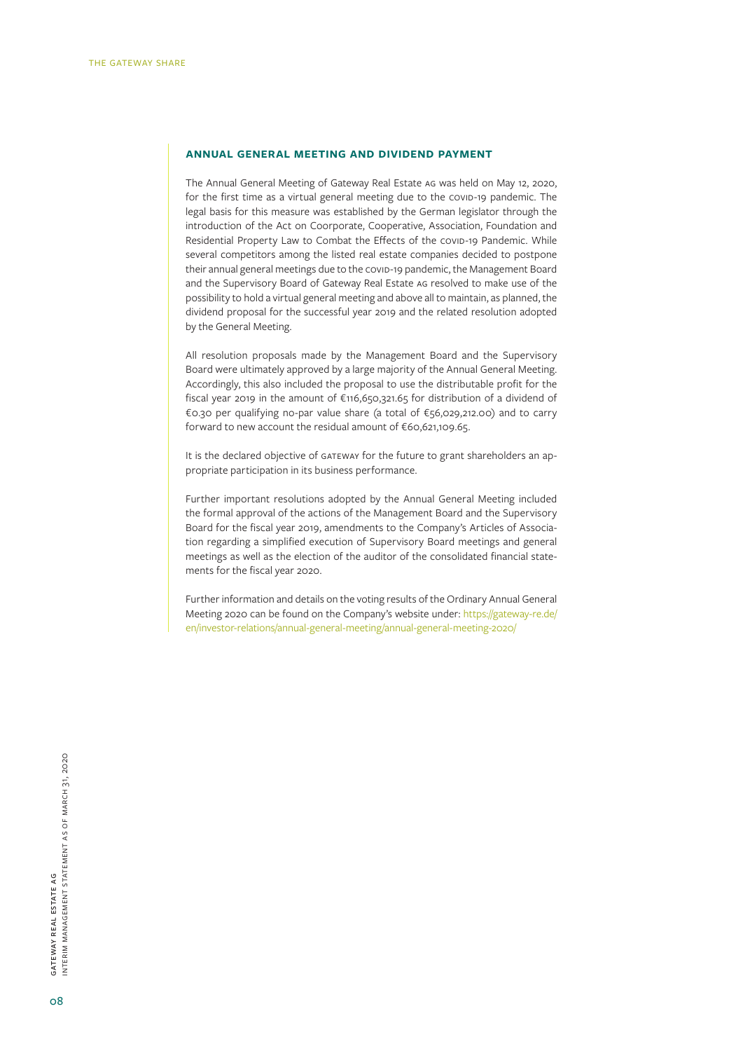## ANNUAL GENERAL MEETING AND DIVIDEND PAYMENT

The Annual General Meeting of Gateway Real Estate AG was held on May 12, 2020, for the first time as a virtual general meeting due to the COVID-19 pandemic. The legal basis for this measure was established by the German legislator through the introduction of the Act on Coorporate, Cooperative, Association, Foundation and Residential Property Law to Combat the Effects of the COVID-19 Pandemic. While several competitors among the listed real estate companies decided to postpone their annual general meetings due to the COVID-19 pandemic, the Management Board and the Supervisory Board of Gateway Real Estate AG resolved to make use of the possibility to hold a virtual general meeting and above all to maintain, as planned, the dividend proposal for the successful year 2019 and the related resolution adopted by the General Meeting.

All resolution proposals made by the Management Board and the Supervisory Board were ultimately approved by a large majority of the Annual General Meeting. Accordingly, this also included the proposal to use the distributable profit for the fiscal year 2019 in the amount of €116,650,321.65 for distribution of a dividend of €0.30 per qualifying no-par value share (a total of €56,029,212.00) and to carry forward to new account the residual amount of €60,621,109.65.

It is the declared objective of GATEWAY for the future to grant shareholders an appropriate participation in its business performance.

Further important resolutions adopted by the Annual General Meeting included the formal approval of the actions of the Management Board and the Supervisory Board for the fiscal year 2019, amendments to the Company's Articles of Association regarding a simplified execution of Supervisory Board meetings and general meetings as well as the election of the auditor of the consolidated financial statements for the fiscal year 2020.

Further information and details on the voting results of the Ordinary Annual General Meeting 2020 can be found on the Company's website under: https://gateway-re.de/en/investor-relations/annual-general-meeting/annual-general-meeting-2020/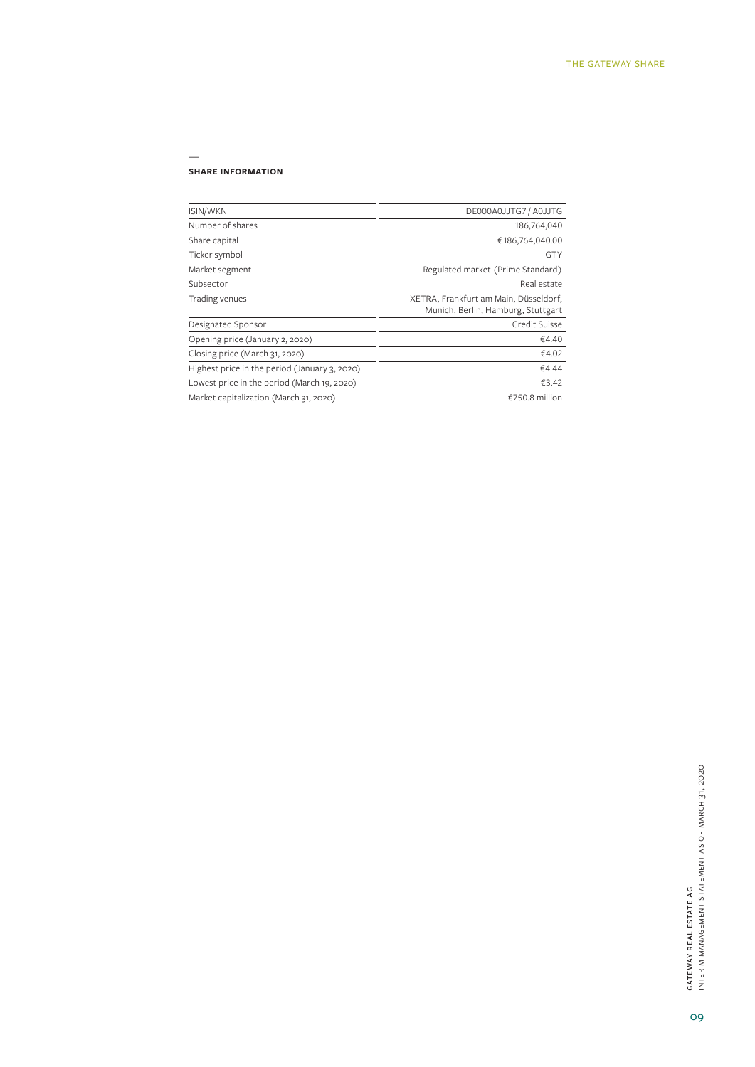## SHARE INFORMATION

| | |
|---|---|
| ISIN/WKN | DE000A0JJTG7 / A0JJTG |
| Number of shares | 186,764,040 |
| Share capital | €186,764,040.00 |
| Ticker symbol | GTY |
| Market segment | Regulated market (Prime Standard) |
| Subsector | Real estate |
| Trading venues | XETRA, Frankfurt am Main, Düsseldorf, Munich, Berlin, Hamburg, Stuttgart |
| Designated Sponsor | Credit Suisse |
| Opening price (January 2, 2020) | €4.40 |
| Closing price (March 31, 2020) | €4.02 |
| Highest price in the period (January 3, 2020) | €4.44 |
| Lowest price in the period (March 19, 2020) | €3.42 |
| Market capitalization (March 31, 2020) | €750.8 million |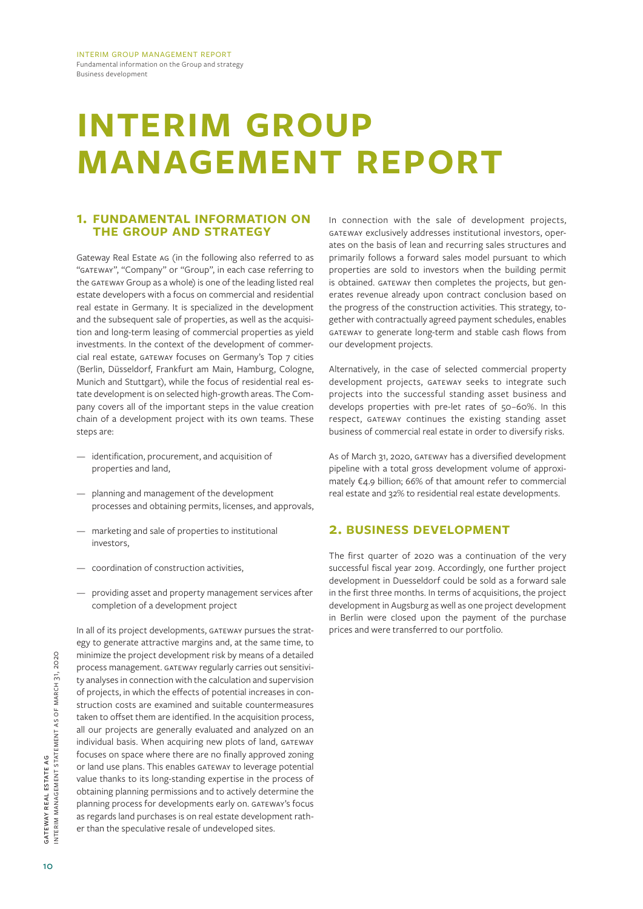# INTERIM GROUP MANAGEMENT REPORT

## 1. FUNDAMENTAL INFORMATION ON THE GROUP AND STRATEGY

Gateway Real Estate AG (in the following also referred to as "GATEWAY", "Company" or "Group", in each case referring to the GATEWAY Group as a whole) is one of the leading listed real estate developers with a focus on commercial and residential real estate in Germany. It is specialized in the development and the subsequent sale of properties, as well as the acquisition and long-term leasing of commercial properties as yield investments. In the context of the development of commercial real estate, GATEWAY focuses on Germany's Top 7 cities (Berlin, Düsseldorf, Frankfurt am Main, Hamburg, Cologne, Munich and Stuttgart), while the focus of residential real estate development is on selected high-growth areas. The Company covers all of the important steps in the value creation chain of a development project with its own teams. These steps are:

- identification, procurement, and acquisition of properties and land,
- planning and management of the development processes and obtaining permits, licenses, and approvals,
- marketing and sale of properties to institutional investors,
- coordination of construction activities,
- providing asset and property management services after completion of a development project

In all of its project developments, GATEWAY pursues the strategy to generate attractive margins and, at the same time, to minimize the project development risk by means of a detailed process management. GATEWAY regularly carries out sensitivity analyses in connection with the calculation and supervision of projects, in which the effects of potential increases in construction costs are examined and suitable countermeasures taken to offset them are identified. In the acquisition process, all our projects are generally evaluated and analyzed on an individual basis. When acquiring new plots of land, GATEWAY focuses on space where there are no finally approved zoning or land use plans. This enables GATEWAY to leverage potential value thanks to its long-standing expertise in the process of obtaining planning permissions and to actively determine the planning process for developments early on. GATEWAY's focus as regards land purchases is on real estate development rather than the speculative resale of undeveloped sites.

In connection with the sale of development projects, GATEWAY exclusively addresses institutional investors, operates on the basis of lean and recurring sales structures and primarily follows a forward sales model pursuant to which properties are sold to investors when the building permit is obtained. GATEWAY then completes the projects, but generates revenue already upon contract conclusion based on the progress of the construction activities. This strategy, together with contractually agreed payment schedules, enables GATEWAY to generate long-term and stable cash flows from our development projects.

Alternatively, in the case of selected commercial property development projects, GATEWAY seeks to integrate such projects into the successful standing asset business and develops properties with pre-let rates of 50–60%. In this respect, GATEWAY continues the existing standing asset business of commercial real estate in order to diversify risks.

As of March 31, 2020, GATEWAY has a diversified development pipeline with a total gross development volume of approximately €4.9 billion; 66% of that amount refer to commercial real estate and 32% to residential real estate developments.

## 2. BUSINESS DEVELOPMENT

The first quarter of 2020 was a continuation of the very successful fiscal year 2019. Accordingly, one further project development in Duesseldorf could be sold as a forward sale in the first three months. In terms of acquisitions, the project development in Augsburg as well as one project development in Berlin were closed upon the payment of the purchase prices and were transferred to our portfolio.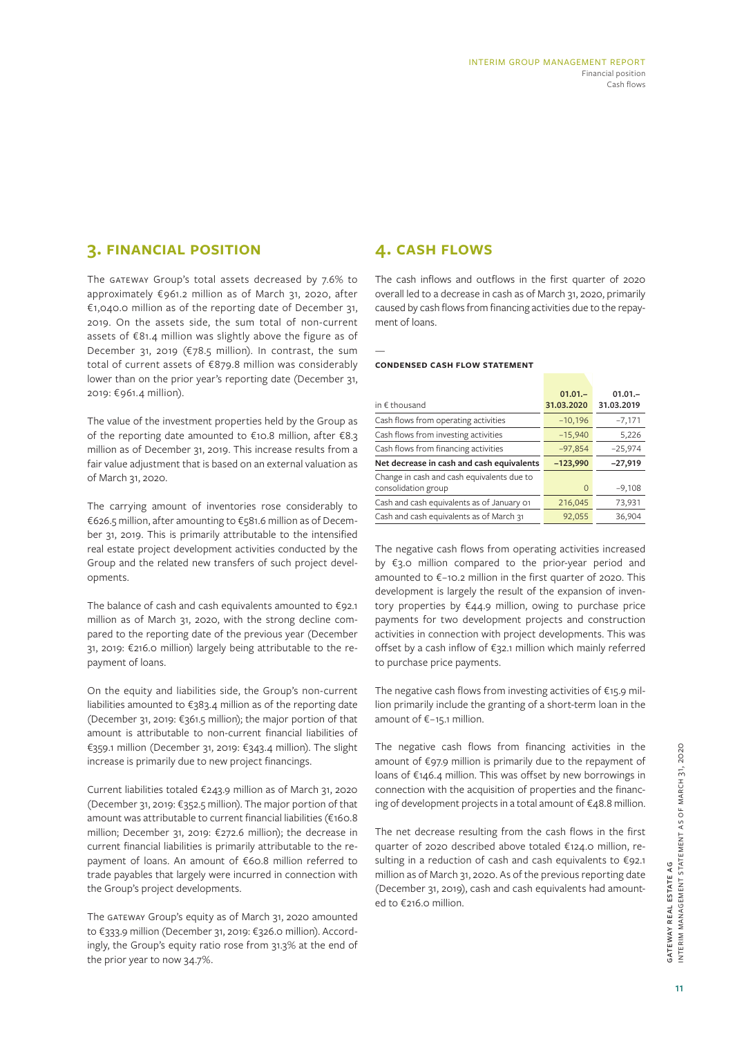## 3. FINANCIAL POSITION

The GATEWAY Group's total assets decreased by 7.6% to approximately €961.2 million as of March 31, 2020, after €1,040.0 million as of the reporting date of December 31, 2019. On the assets side, the sum total of non-current assets of €81.4 million was slightly above the figure as of December 31, 2019 (€78.5 million). In contrast, the sum total of current assets of €879.8 million was considerably lower than on the prior year's reporting date (December 31, 2019: €961.4 million).

The value of the investment properties held by the Group as of the reporting date amounted to €10.8 million, after €8.3 million as of December 31, 2019. This increase results from a fair value adjustment that is based on an external valuation as of March 31, 2020.

The carrying amount of inventories rose considerably to €626.5 million, after amounting to €581.6 million as of December 31, 2019. This is primarily attributable to the intensified real estate project development activities conducted by the Group and the related new transfers of such project developments.

The balance of cash and cash equivalents amounted to €92.1 million as of March 31, 2020, with the strong decline compared to the reporting date of the previous year (December 31, 2019: €216.0 million) largely being attributable to the repayment of loans.

On the equity and liabilities side, the Group's non-current liabilities amounted to €383.4 million as of the reporting date (December 31, 2019: €361.5 million); the major portion of that amount is attributable to non-current financial liabilities of €359.1 million (December 31, 2019: €343.4 million). The slight increase is primarily due to new project financings.

Current liabilities totaled €243.9 million as of March 31, 2020 (December 31, 2019: €352.5 million). The major portion of that amount was attributable to current financial liabilities (€160.8 million; December 31, 2019: €272.6 million); the decrease in current financial liabilities is primarily attributable to the repayment of loans. An amount of €60.8 million referred to trade payables that largely were incurred in connection with the Group's project developments.

The GATEWAY Group's equity as of March 31, 2020 amounted to €333.9 million (December 31, 2019: €326.0 million). Accordingly, the Group's equity ratio rose from 31.3% at the end of the prior year to now 34.7%.

## 4. CASH FLOWS

The cash inflows and outflows in the first quarter of 2020 overall led to a decrease in cash as of March 31, 2020, primarily caused by cash flows from financing activities due to the repayment of loans.

**CONDENSED CASH FLOW STATEMENT**

| in € thousand | 01.01.–31.03.2020 | 01.01.–31.03.2019 |
|---|---|---|
| Cash flows from operating activities | –10,196 | –7,171 |
| Cash flows from investing activities | –15,940 | 5,226 |
| Cash flows from financing activities | –97,854 | –25,974 |
| **Net decrease in cash and cash equivalents** | **–123,990** | **–27,919** |
| Change in cash and cash equivalents due to consolidation group | 0 | –9,108 |
| Cash and cash equivalents as of January 01 | 216,045 | 73,931 |
| Cash and cash equivalents as of March 31 | 92,055 | 36,904 |

The negative cash flows from operating activities increased by €3.0 million compared to the prior-year period and amounted to €–10.2 million in the first quarter of 2020. This development is largely the result of the expansion of inventory properties by €44.9 million, owing to purchase price payments for two development projects and construction activities in connection with project developments. This was offset by a cash inflow of €32.1 million which mainly referred to purchase price payments.

The negative cash flows from investing activities of €15.9 million primarily include the granting of a short-term loan in the amount of €–15.1 million.

The negative cash flows from financing activities in the amount of €97.9 million is primarily due to the repayment of loans of €146.4 million. This was offset by new borrowings in connection with the acquisition of properties and the financing of development projects in a total amount of €48.8 million.

The net decrease resulting from the cash flows in the first quarter of 2020 described above totaled €124.0 million, resulting in a reduction of cash and cash equivalents to €92.1 million as of March 31, 2020. As of the previous reporting date (December 31, 2019), cash and cash equivalents had amounted to €216.0 million.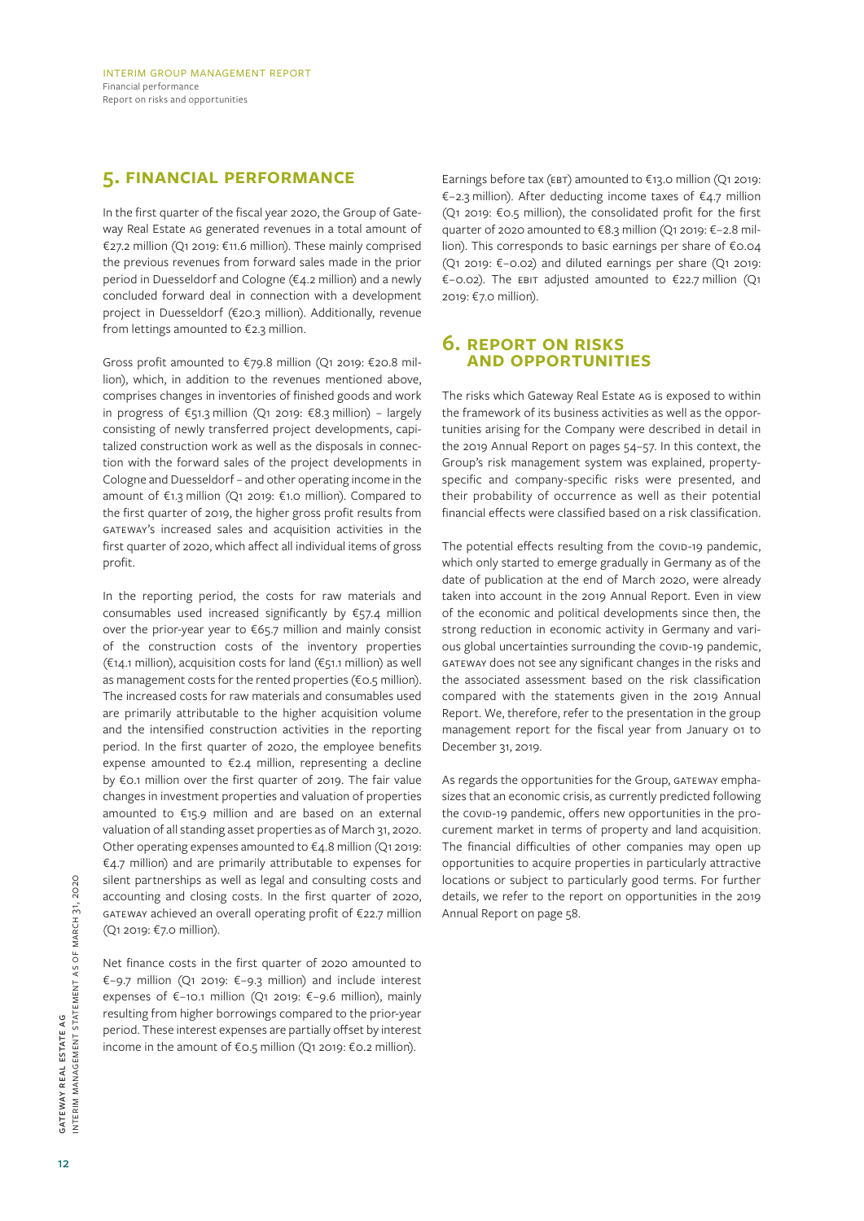## 5. FINANCIAL PERFORMANCE

In the first quarter of the fiscal year 2020, the Group of Gateway Real Estate AG generated revenues in a total amount of €27.2 million (Q1 2019: €11.6 million). These mainly comprised the previous revenues from forward sales made in the prior period in Duesseldorf and Cologne (€4.2 million) and a newly concluded forward deal in connection with a development project in Duesseldorf (€20.3 million). Additionally, revenue from lettings amounted to €2.3 million.

Gross profit amounted to €79.8 million (Q1 2019: €20.8 million), which, in addition to the revenues mentioned above, comprises changes in inventories of finished goods and work in progress of €51.3 million (Q1 2019: €8.3 million) – largely consisting of newly transferred project developments, capitalized construction work as well as the disposals in connection with the forward sales of the project developments in Cologne and Duesseldorf – and other operating income in the amount of €1.3 million (Q1 2019: €1.0 million). Compared to the first quarter of 2019, the higher gross profit results from GATEWAY's increased sales and acquisition activities in the first quarter of 2020, which affect all individual items of gross profit.

In the reporting period, the costs for raw materials and consumables used increased significantly by €57.4 million over the prior-year year to €65.7 million and mainly consist of the construction costs of the inventory properties (€14.1 million), acquisition costs for land (€51.1 million) as well as management costs for the rented properties (€0.5 million). The increased costs for raw materials and consumables used are primarily attributable to the higher acquisition volume and the intensified construction activities in the reporting period. In the first quarter of 2020, the employee benefits expense amounted to €2.4 million, representing a decline by €0.1 million over the first quarter of 2019. The fair value changes in investment properties and valuation of properties amounted to €15.9 million and are based on an external valuation of all standing asset properties as of March 31, 2020. Other operating expenses amounted to €4.8 million (Q1 2019: €4.7 million) and are primarily attributable to expenses for silent partnerships as well as legal and consulting costs and accounting and closing costs. In the first quarter of 2020, GATEWAY achieved an overall operating profit of €22.7 million (Q1 2019: €7.0 million).

Net finance costs in the first quarter of 2020 amounted to €–9.7 million (Q1 2019: €–9.3 million) and include interest expenses of €–10.1 million (Q1 2019: €–9.6 million), mainly resulting from higher borrowings compared to the prior-year period. These interest expenses are partially offset by interest income in the amount of €0.5 million (Q1 2019: €0.2 million).

Earnings before tax (EBT) amounted to €13.0 million (Q1 2019: €–2.3 million). After deducting income taxes of €4.7 million (Q1 2019: €0.5 million), the consolidated profit for the first quarter of 2020 amounted to €8.3 million (Q1 2019: €–2.8 million). This corresponds to basic earnings per share of €0.04 (Q1 2019: €–0.02) and diluted earnings per share (Q1 2019: €–0.02). The EBIT adjusted amounted to €22.7 million (Q1 2019: €7.0 million).

## 6. REPORT ON RISKS AND OPPORTUNITIES

The risks which Gateway Real Estate AG is exposed to within the framework of its business activities as well as the opportunities arising for the Company were described in detail in the 2019 Annual Report on pages 54–57. In this context, the Group's risk management system was explained, property-specific and company-specific risks were presented, and their probability of occurrence as well as their potential financial effects were classified based on a risk classification.

The potential effects resulting from the COVID-19 pandemic, which only started to emerge gradually in Germany as of the date of publication at the end of March 2020, were already taken into account in the 2019 Annual Report. Even in view of the economic and political developments since then, the strong reduction in economic activity in Germany and various global uncertainties surrounding the COVID-19 pandemic, GATEWAY does not see any significant changes in the risks and the associated assessment based on the risk classification compared with the statements given in the 2019 Annual Report. We, therefore, refer to the presentation in the group management report for the fiscal year from January 01 to December 31, 2019.

As regards the opportunities for the Group, GATEWAY emphasizes that an economic crisis, as currently predicted following the COVID-19 pandemic, offers new opportunities in the procurement market in terms of property and land acquisition. The financial difficulties of other companies may open up opportunities to acquire properties in particularly attractive locations or subject to particularly good terms. For further details, we refer to the report on opportunities in the 2019 Annual Report on page 58.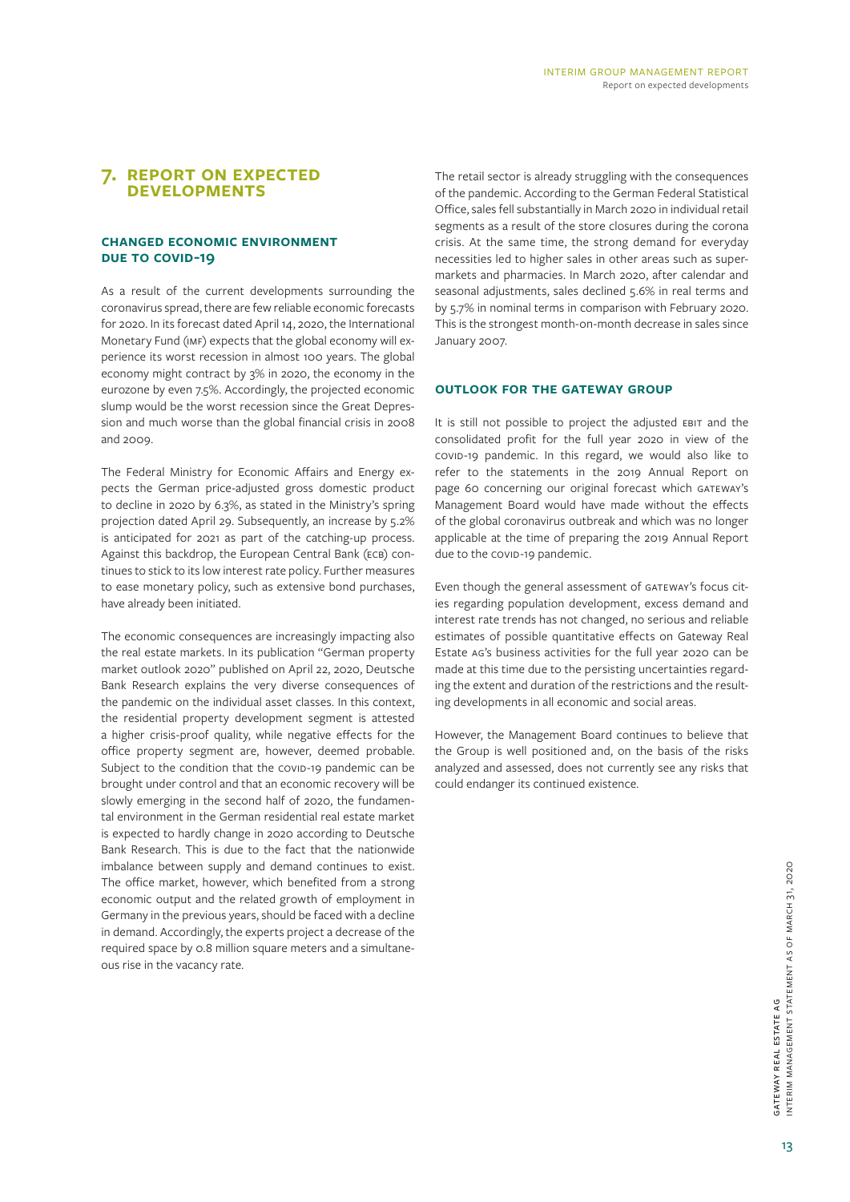# 7. REPORT ON EXPECTED DEVELOPMENTS

## CHANGED ECONOMIC ENVIRONMENT DUE TO COVID-19

As a result of the current developments surrounding the coronavirus spread, there are few reliable economic forecasts for 2020. In its forecast dated April 14, 2020, the International Monetary Fund (IMF) expects that the global economy will experience its worst recession in almost 100 years. The global economy might contract by 3% in 2020, the economy in the eurozone by even 7.5%. Accordingly, the projected economic slump would be the worst recession since the Great Depression and much worse than the global financial crisis in 2008 and 2009.

The Federal Ministry for Economic Affairs and Energy expects the German price-adjusted gross domestic product to decline in 2020 by 6.3%, as stated in the Ministry's spring projection dated April 29. Subsequently, an increase by 5.2% is anticipated for 2021 as part of the catching-up process. Against this backdrop, the European Central Bank (ECB) continues to stick to its low interest rate policy. Further measures to ease monetary policy, such as extensive bond purchases, have already been initiated.

The economic consequences are increasingly impacting also the real estate markets. In its publication "German property market outlook 2020" published on April 22, 2020, Deutsche Bank Research explains the very diverse consequences of the pandemic on the individual asset classes. In this context, the residential property development segment is attested a higher crisis-proof quality, while negative effects for the office property segment are, however, deemed probable. Subject to the condition that the COVID-19 pandemic can be brought under control and that an economic recovery will be slowly emerging in the second half of 2020, the fundamental environment in the German residential real estate market is expected to hardly change in 2020 according to Deutsche Bank Research. This is due to the fact that the nationwide imbalance between supply and demand continues to exist. The office market, however, which benefited from a strong economic output and the related growth of employment in Germany in the previous years, should be faced with a decline in demand. Accordingly, the experts project a decrease of the required space by 0.8 million square meters and a simultaneous rise in the vacancy rate.

The retail sector is already struggling with the consequences of the pandemic. According to the German Federal Statistical Office, sales fell substantially in March 2020 in individual retail segments as a result of the store closures during the corona crisis. At the same time, the strong demand for everyday necessities led to higher sales in other areas such as supermarkets and pharmacies. In March 2020, after calendar and seasonal adjustments, sales declined 5.6% in real terms and by 5.7% in nominal terms in comparison with February 2020. This is the strongest month-on-month decrease in sales since January 2007.

## OUTLOOK FOR THE GATEWAY GROUP

It is still not possible to project the adjusted EBIT and the consolidated profit for the full year 2020 in view of the COVID-19 pandemic. In this regard, we would also like to refer to the statements in the 2019 Annual Report on page 60 concerning our original forecast which GATEWAY's Management Board would have made without the effects of the global coronavirus outbreak and which was no longer applicable at the time of preparing the 2019 Annual Report due to the COVID-19 pandemic.

Even though the general assessment of GATEWAY's focus cities regarding population development, excess demand and interest rate trends has not changed, no serious and reliable estimates of possible quantitative effects on Gateway Real Estate AG's business activities for the full year 2020 can be made at this time due to the persisting uncertainties regarding the extent and duration of the restrictions and the resulting developments in all economic and social areas.

However, the Management Board continues to believe that the Group is well positioned and, on the basis of the risks analyzed and assessed, does not currently see any risks that could endanger its continued existence.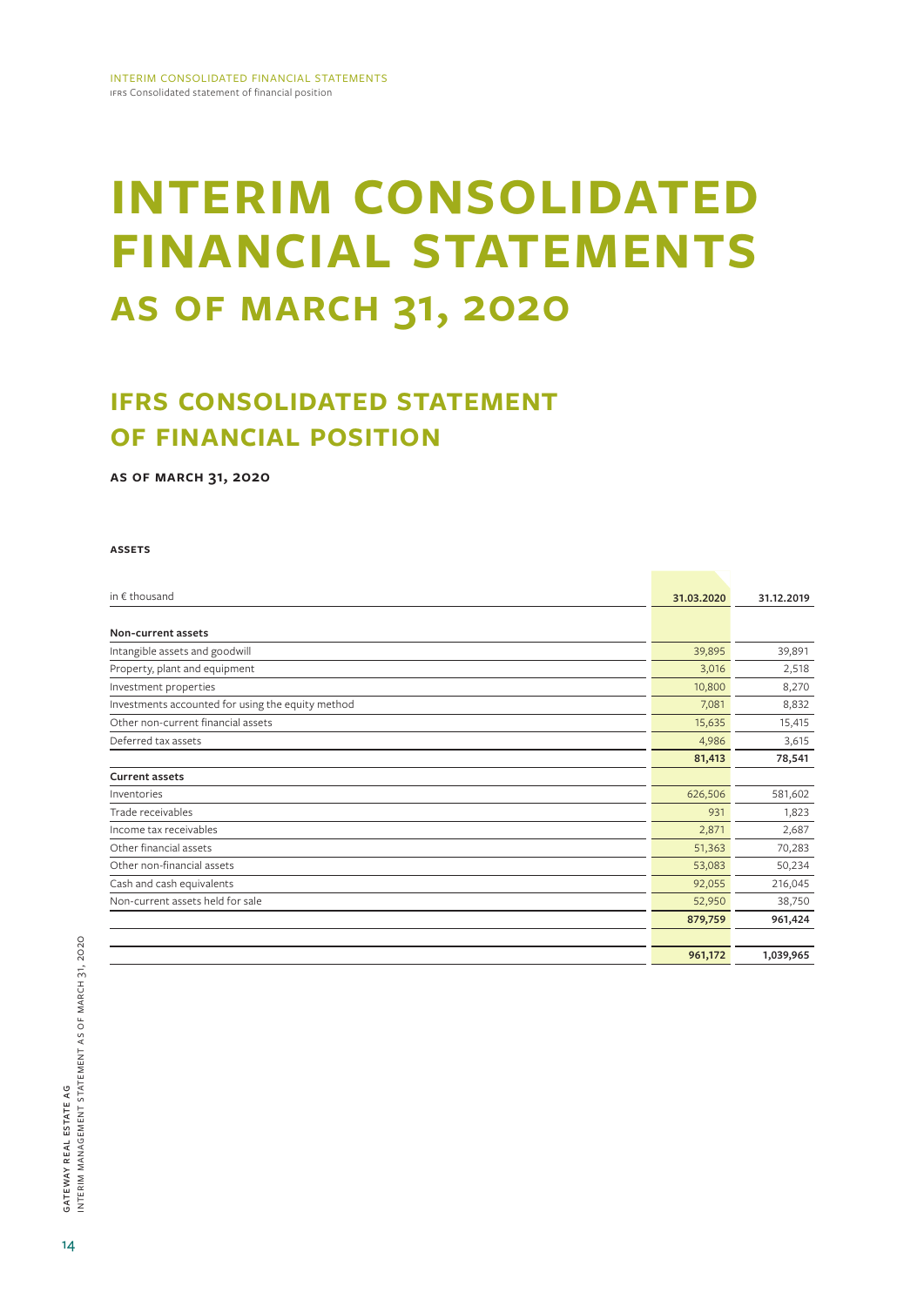# INTERIM CONSOLIDATED FINANCIAL STATEMENTS AS OF MARCH 31, 2020

## IFRS CONSOLIDATED STATEMENT OF FINANCIAL POSITION

**AS OF MARCH 31, 2020**

**ASSETS**

| in € thousand | 31.03.2020 | 31.12.2019 |
|---|---|---|
| **Non-current assets** | | |
| Intangible assets and goodwill | 39,895 | 39,891 |
| Property, plant and equipment | 3,016 | 2,518 |
| Investment properties | 10,800 | 8,270 |
| Investments accounted for using the equity method | 7,081 | 8,832 |
| Other non-current financial assets | 15,635 | 15,415 |
| Deferred tax assets | 4,986 | 3,615 |
| | **81,413** | **78,541** |
| **Current assets** | | |
| Inventories | 626,506 | 581,602 |
| Trade receivables | 931 | 1,823 |
| Income tax receivables | 2,871 | 2,687 |
| Other financial assets | 51,363 | 70,283 |
| Other non-financial assets | 53,083 | 50,234 |
| Cash and cash equivalents | 92,055 | 216,045 |
| Non-current assets held for sale | 52,950 | 38,750 |
| | **879,759** | **961,424** |
| | | |
| | **961,172** | **1,039,965** |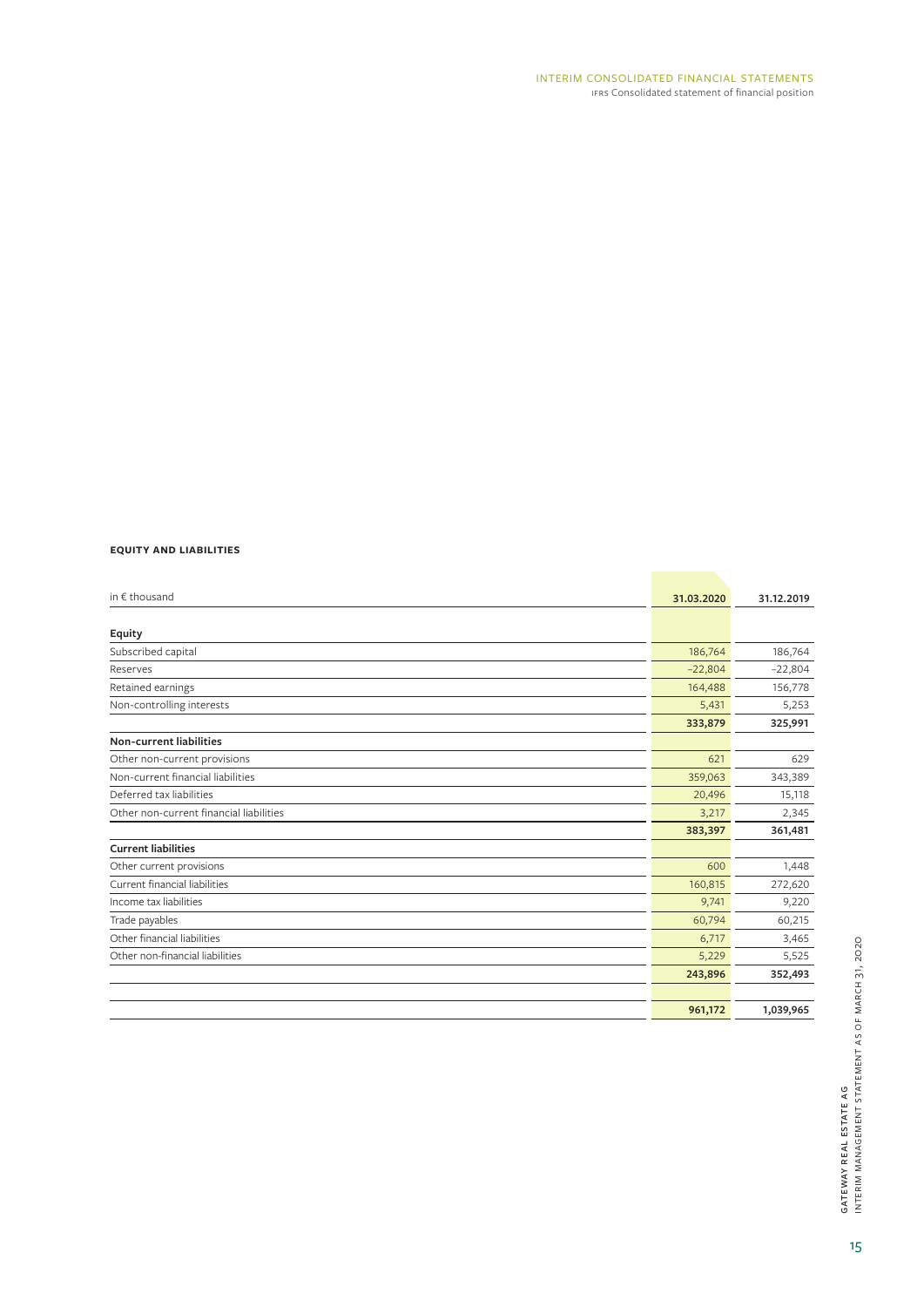**EQUITY AND LIABILITIES**

| in € thousand | 31.03.2020 | 31.12.2019 |
|---|---|---|
| **Equity** | | |
| Subscribed capital | 186,764 | 186,764 |
| Reserves | −22,804 | −22,804 |
| Retained earnings | 164,488 | 156,778 |
| Non-controlling interests | 5,431 | 5,253 |
| | **333,879** | **325,991** |
| **Non-current liabilities** | | |
| Other non-current provisions | 621 | 629 |
| Non-current financial liabilities | 359,063 | 343,389 |
| Deferred tax liabilities | 20,496 | 15,118 |
| Other non-current financial liabilities | 3,217 | 2,345 |
| | **383,397** | **361,481** |
| **Current liabilities** | | |
| Other current provisions | 600 | 1,448 |
| Current financial liabilities | 160,815 | 272,620 |
| Income tax liabilities | 9,741 | 9,220 |
| Trade payables | 60,794 | 60,215 |
| Other financial liabilities | 6,717 | 3,465 |
| Other non-financial liabilities | 5,229 | 5,525 |
| | **243,896** | **352,493** |
| | | |
| | **961,172** | **1,039,965** |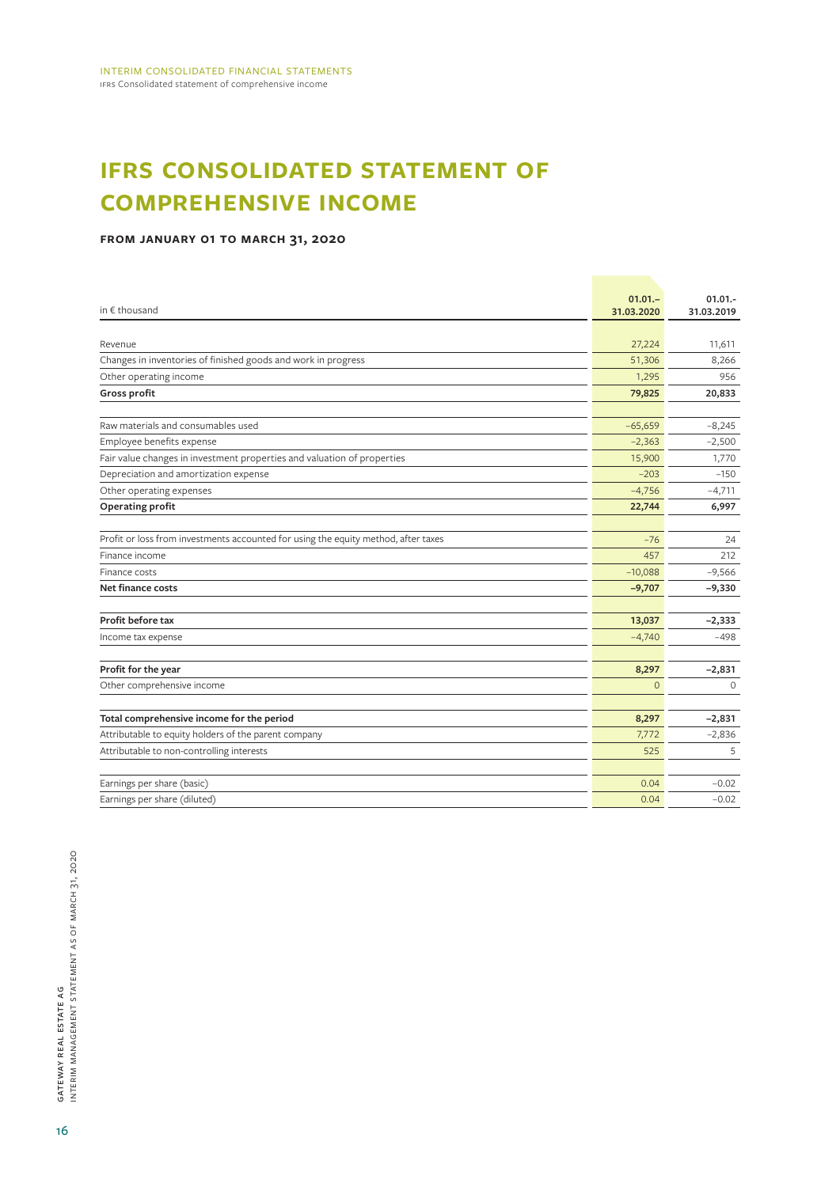# IFRS CONSOLIDATED STATEMENT OF COMPREHENSIVE INCOME

### FROM JANUARY 01 TO MARCH 31, 2020

| in € thousand | 01.01.– 31.03.2020 | 01.01.- 31.03.2019 |
|---|---|---|
| Revenue | 27,224 | 11,611 |
| Changes in inventories of finished goods and work in progress | 51,306 | 8,266 |
| Other operating income | 1,295 | 956 |
| **Gross profit** | **79,825** | **20,833** |
| Raw materials and consumables used | –65,659 | –8,245 |
| Employee benefits expense | –2,363 | –2,500 |
| Fair value changes in investment properties and valuation of properties | 15,900 | 1,770 |
| Depreciation and amortization expense | –203 | –150 |
| Other operating expenses | –4,756 | –4,711 |
| **Operating profit** | **22,744** | **6,997** |
| Profit or loss from investments accounted for using the equity method, after taxes | –76 | 24 |
| Finance income | 457 | 212 |
| Finance costs | –10,088 | –9,566 |
| **Net finance costs** | **–9,707** | **–9,330** |
| **Profit before tax** | **13,037** | **–2,333** |
| Income tax expense | –4,740 | –498 |
| **Profit for the year** | **8,297** | **–2,831** |
| Other comprehensive income | 0 | 0 |
| **Total comprehensive income for the period** | **8,297** | **–2,831** |
| Attributable to equity holders of the parent company | 7,772 | –2,836 |
| Attributable to non-controlling interests | 525 | 5 |
| Earnings per share (basic) | 0.04 | –0.02 |
| Earnings per share (diluted) | 0.04 | –0.02 |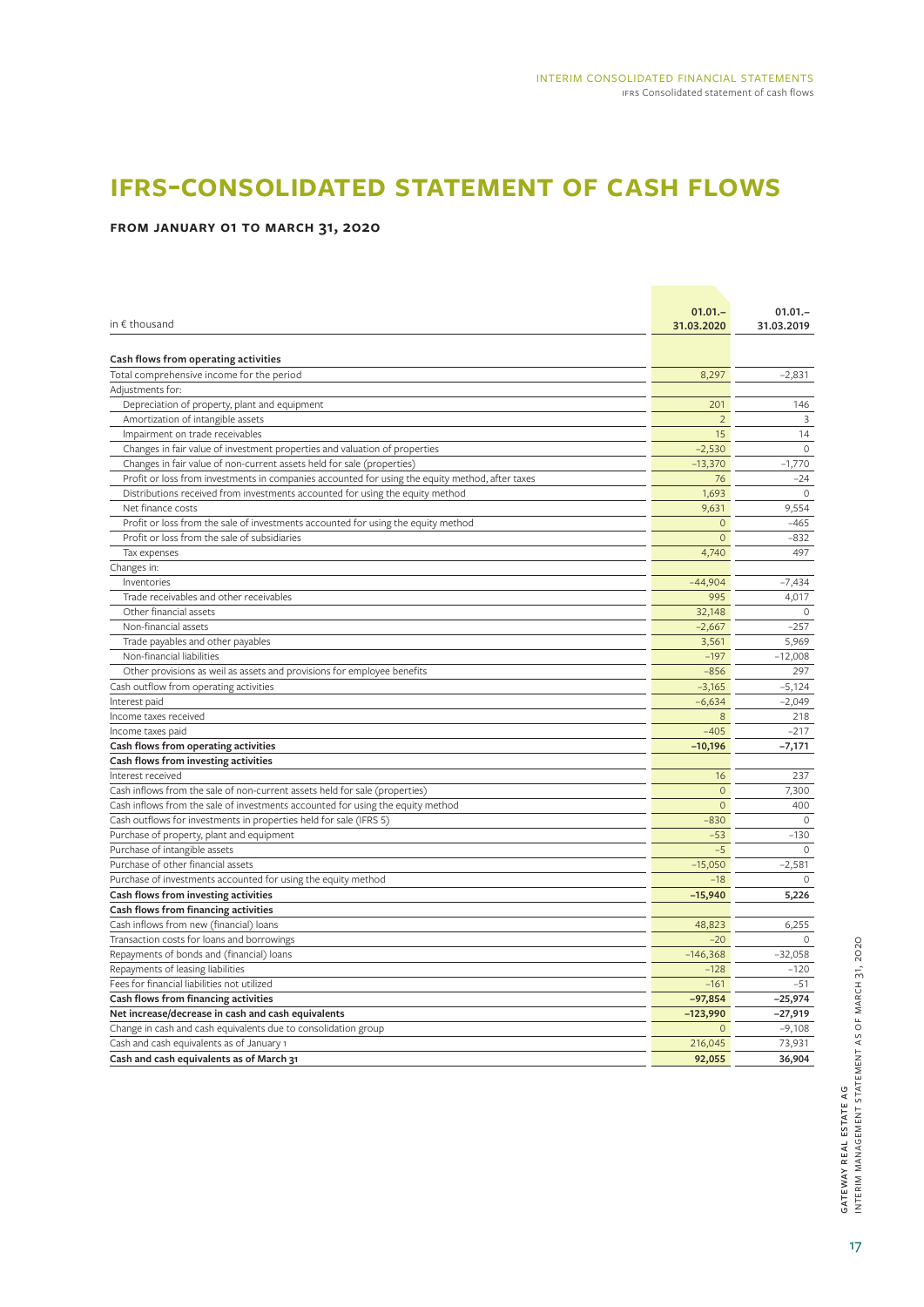# IFRS-CONSOLIDATED STATEMENT OF CASH FLOWS

## FROM JANUARY 01 TO MARCH 31, 2020

| in € thousand | 01.01.–31.03.2020 | 01.01.–31.03.2019 |
|---|---|---|
| **Cash flows from operating activities** | | |
| Total comprehensive income for the period | 8,297 | –2,831 |
| Adjustments for: | | |
| Depreciation of property, plant and equipment | 201 | 146 |
| Amortization of intangible assets | 2 | 3 |
| Impairment on trade receivables | 15 | 14 |
| Changes in fair value of investment properties and valuation of properties | –2,530 | 0 |
| Changes in fair value of non-current assets held for sale (properties) | –13,370 | –1,770 |
| Profit or loss from investments in companies accounted for using the equity method, after taxes | 76 | –24 |
| Distributions received from investments accounted for using the equity method | 1,693 | 0 |
| Net finance costs | 9,631 | 9,554 |
| Profit or loss from the sale of investments accounted for using the equity method | 0 | –465 |
| Profit or loss from the sale of subsidiaries | 0 | –832 |
| Tax expenses | 4,740 | 497 |
| Changes in: | | |
| Inventories | –44,904 | –7,434 |
| Trade receivables and other receivables | 995 | 4,017 |
| Other financial assets | 32,148 | 0 |
| Non-financial assets | –2,667 | –257 |
| Trade payables and other payables | 3,561 | 5,969 |
| Non-financial liabilities | –197 | –12,008 |
| Other provisions as well as assets and provisions for employee benefits | –856 | 297 |
| Cash outflow from operating activities | –3,165 | –5,124 |
| Interest paid | –6,634 | –2,049 |
| Income taxes received | 8 | 218 |
| Income taxes paid | –405 | –217 |
| **Cash flows from operating activities** | **–10,196** | **–7,171** |
| **Cash flows from investing activities** | | |
| Interest received | 16 | 237 |
| Cash inflows from the sale of non-current assets held for sale (properties) | 0 | 7,300 |
| Cash inflows from the sale of investments accounted for using the equity method | 0 | 400 |
| Cash outflows for investments in properties held for sale (IFRS 5) | –830 | 0 |
| Purchase of property, plant and equipment | –53 | –130 |
| Purchase of intangible assets | –5 | 0 |
| Purchase of other financial assets | –15,050 | –2,581 |
| Purchase of investments accounted for using the equity method | –18 | 0 |
| **Cash flows from investing activities** | **–15,940** | **5,226** |
| **Cash flows from financing activities** | | |
| Cash inflows from new (financial) loans | 48,823 | 6,255 |
| Transaction costs for loans and borrowings | –20 | 0 |
| Repayments of bonds and (financial) loans | –146,368 | –32,058 |
| Repayments of leasing liabilities | –128 | –120 |
| Fees for financial liabilities not utilized | –161 | –51 |
| **Cash flows from financing activities** | **–97,854** | **–25,974** |
| **Net increase/decrease in cash and cash equivalents** | **–123,990** | **–27,919** |
| Change in cash and cash equivalents due to consolidation group | 0 | –9,108 |
| Cash and cash equivalents as of January 1 | 216,045 | 73,931 |
| **Cash and cash equivalents as of March 31** | **92,055** | **36,904** |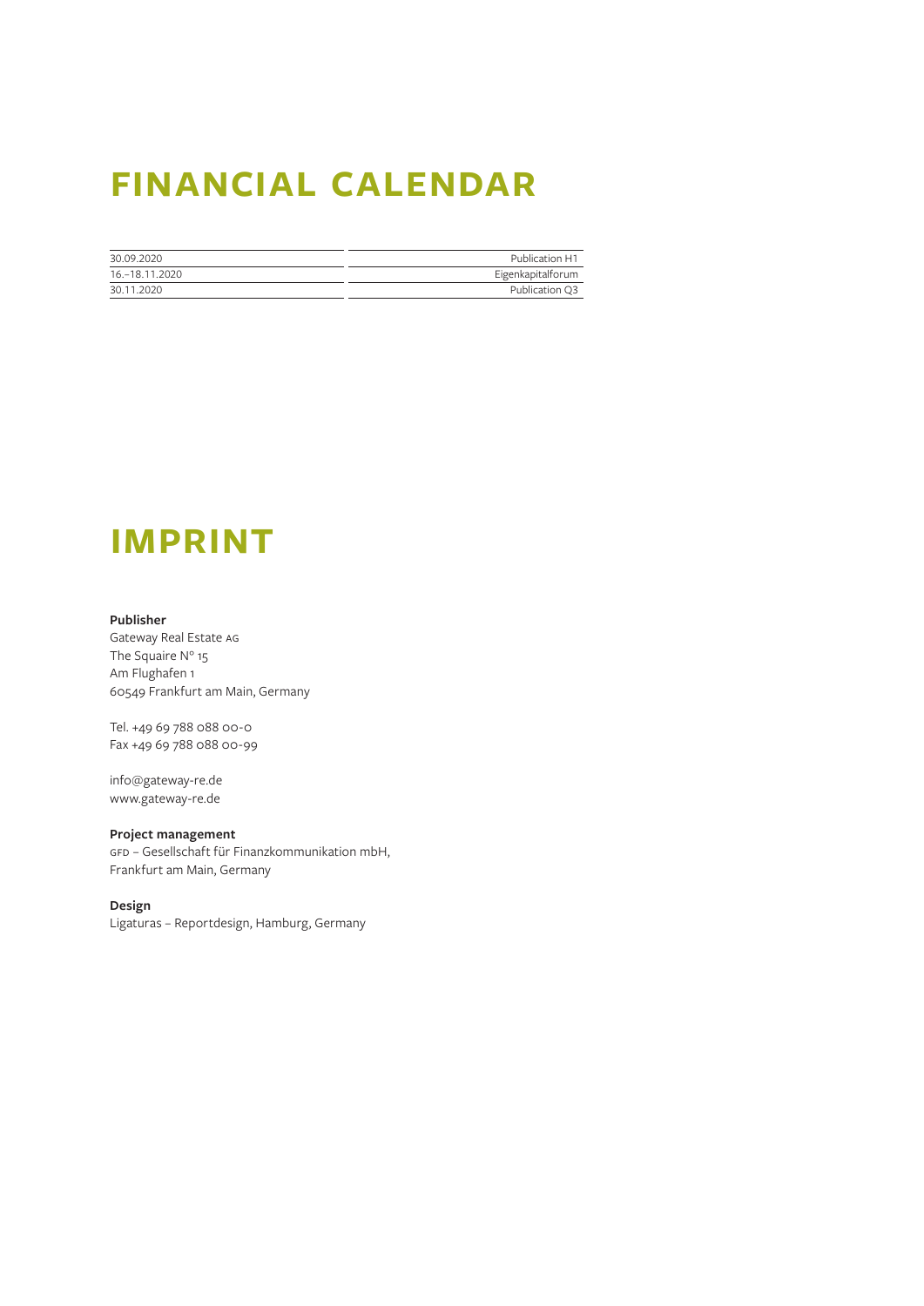# FINANCIAL CALENDAR

| | |
|---|---|
| 30.09.2020 | Publication H1 |
| 16.–18.11.2020 | Eigenkapitalforum |
| 30.11.2020 | Publication Q3 |

# IMPRINT

**Publisher**
Gateway Real Estate AG
The Squaire N° 15
Am Flughafen 1
60549 Frankfurt am Main, Germany

Tel. +49 69 788 088 00-0
Fax +49 69 788 088 00-99

info@gateway-re.de
www.gateway-re.de

**Project management**
GFD – Gesellschaft für Finanzkommunikation mbH,
Frankfurt am Main, Germany

**Design**
Ligaturas – Reportdesign, Hamburg, Germany